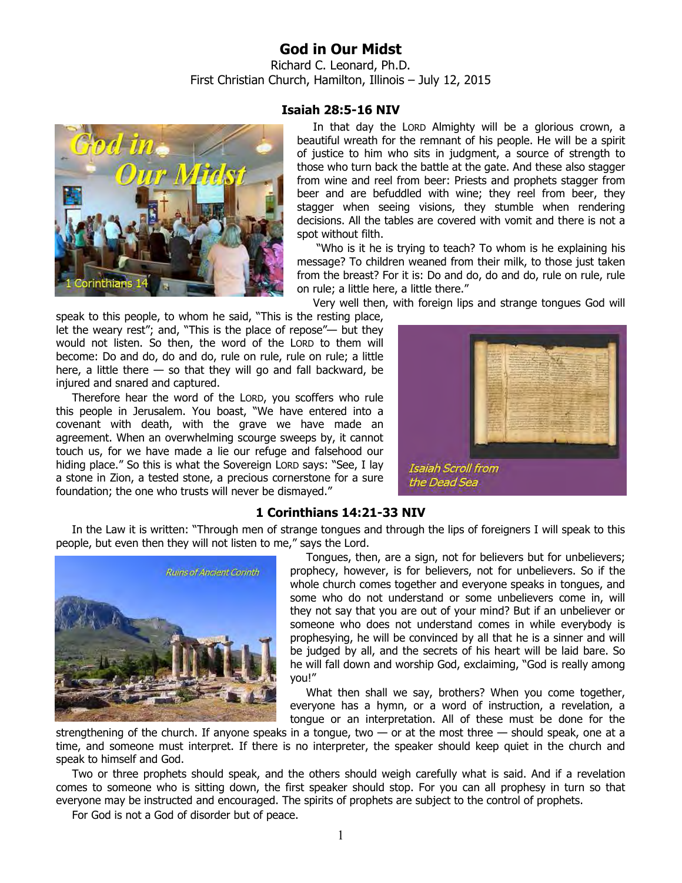# God in Our Midst

Richard C. Leonard, Ph.D.
First Christian Church, Hamilton, Illinois – July 12, 2015

### Isaiah 28:5-16 NIV

In that day the LORD Almighty will be a glorious crown, a beautiful wreath for the remnant of his people. He will be a spirit of justice to him who sits in judgment, a source of strength to those who turn back the battle at the gate. And these also stagger from wine and reel from beer: Priests and prophets stagger from beer and are befuddled with wine; they reel from beer, they stagger when seeing visions, they stumble when rendering decisions. All the tables are covered with vomit and there is not a spot without filth.

"Who is it he is trying to teach? To whom is he explaining his message? To children weaned from their milk, to those just taken from the breast? For it is: Do and do, do and do, rule on rule, rule on rule; a little here, a little there."

Very well then, with foreign lips and strange tongues God will speak to this people, to whom he said, "This is the resting place, let the weary rest"; and, "This is the place of repose"— but they would not listen. So then, the word of the LORD to them will become: Do and do, do and do, rule on rule, rule on rule; a little here, a little there — so that they will go and fall backward, be injured and snared and captured.

Therefore hear the word of the LORD, you scoffers who rule this people in Jerusalem. You boast, "We have entered into a covenant with death, with the grave we have made an agreement. When an overwhelming scourge sweeps by, it cannot touch us, for we have made a lie our refuge and falsehood our hiding place." So this is what the Sovereign LORD says: "See, I lay a stone in Zion, a tested stone, a precious cornerstone for a sure foundation; the one who trusts will never be dismayed."

### 1 Corinthians 14:21-33 NIV

In the Law it is written: "Through men of strange tongues and through the lips of foreigners I will speak to this people, but even then they will not listen to me," says the Lord.

Tongues, then, are a sign, not for believers but for unbelievers; prophecy, however, is for believers, not for unbelievers. So if the whole church comes together and everyone speaks in tongues, and some who do not understand or some unbelievers come in, will they not say that you are out of your mind? But if an unbeliever or someone who does not understand comes in while everybody is prophesying, he will be convinced by all that he is a sinner and will be judged by all, and the secrets of his heart will be laid bare. So he will fall down and worship God, exclaiming, "God is really among you!"

What then shall we say, brothers? When you come together, everyone has a hymn, or a word of instruction, a revelation, a tongue or an interpretation. All of these must be done for the strengthening of the church. If anyone speaks in a tongue, two — or at the most three — should speak, one at a time, and someone must interpret. If there is no interpreter, the speaker should keep quiet in the church and speak to himself and God.

Two or three prophets should speak, and the others should weigh carefully what is said. And if a revelation comes to someone who is sitting down, the first speaker should stop. For you can all prophesy in turn so that everyone may be instructed and encouraged. The spirits of prophets are subject to the control of prophets.

For God is not a God of disorder but of peace.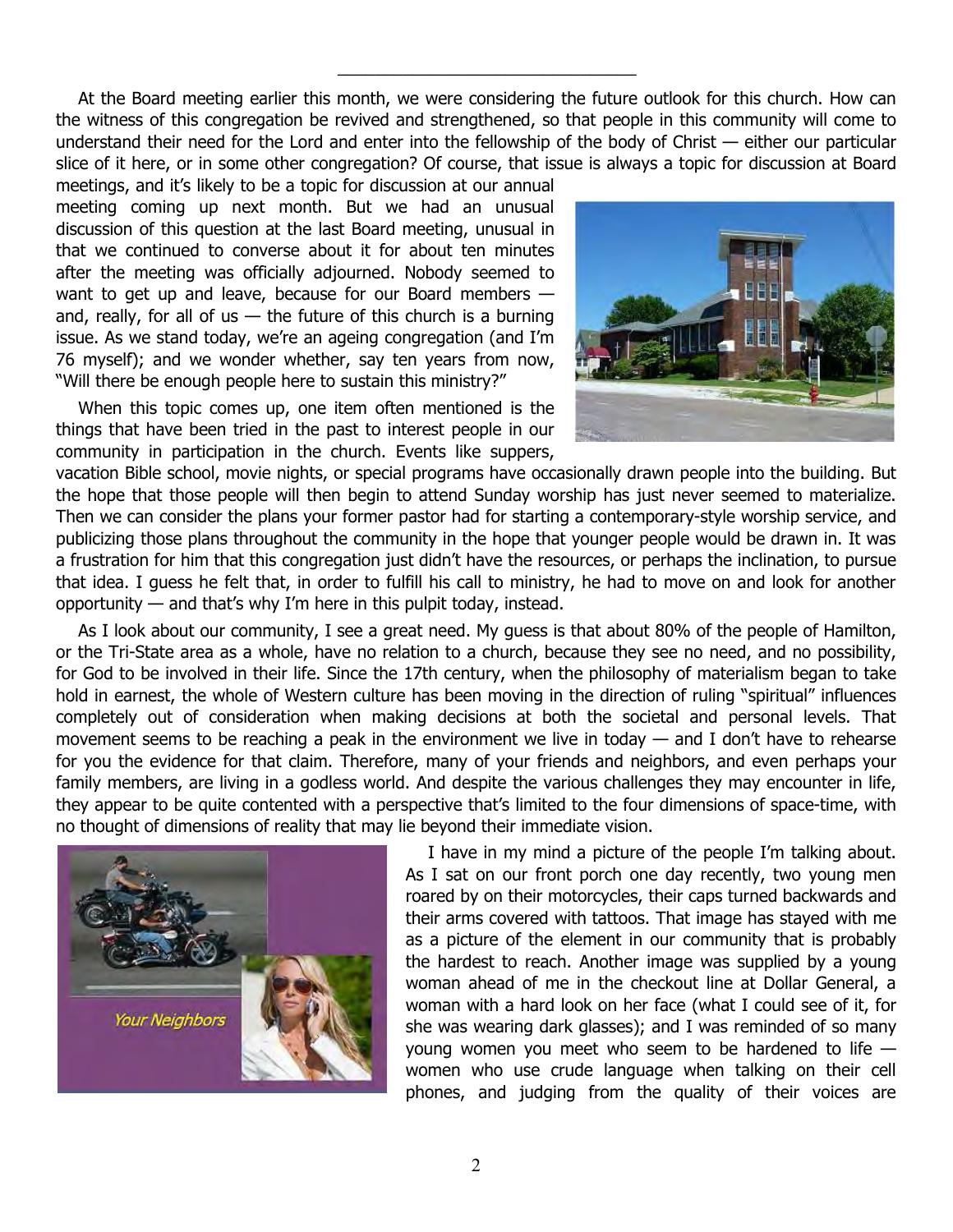At the Board meeting earlier this month, we were considering the future outlook for this church. How can the witness of this congregation be revived and strengthened, so that people in this community will come to understand their need for the Lord and enter into the fellowship of the body of Christ — either our particular slice of it here, or in some other congregation? Of course, that issue is always a topic for discussion at Board meetings, and it's likely to be a topic for discussion at our annual meeting coming up next month. But we had an unusual discussion of this question at the last Board meeting, unusual in that we continued to converse about it for about ten minutes after the meeting was officially adjourned. Nobody seemed to want to get up and leave, because for our Board members — and, really, for all of us — the future of this church is a burning issue. As we stand today, we're an ageing congregation (and I'm 76 myself); and we wonder whether, say ten years from now, "Will there be enough people here to sustain this ministry?"

When this topic comes up, one item often mentioned is the things that have been tried in the past to interest people in our community in participation in the church. Events like suppers, vacation Bible school, movie nights, or special programs have occasionally drawn people into the building. But the hope that those people will then begin to attend Sunday worship has just never seemed to materialize. Then we can consider the plans your former pastor had for starting a contemporary-style worship service, and publicizing those plans throughout the community in the hope that younger people would be drawn in. It was a frustration for him that this congregation just didn't have the resources, or perhaps the inclination, to pursue that idea. I guess he felt that, in order to fulfill his call to ministry, he had to move on and look for another opportunity — and that's why I'm here in this pulpit today, instead.

As I look about our community, I see a great need. My guess is that about 80% of the people of Hamilton, or the Tri-State area as a whole, have no relation to a church, because they see no need, and no possibility, for God to be involved in their life. Since the 17th century, when the philosophy of materialism began to take hold in earnest, the whole of Western culture has been moving in the direction of ruling "spiritual" influences completely out of consideration when making decisions at both the societal and personal levels. That movement seems to be reaching a peak in the environment we live in today — and I don't have to rehearse for you the evidence for that claim. Therefore, many of your friends and neighbors, and even perhaps your family members, are living in a godless world. And despite the various challenges they may encounter in life, they appear to be quite contented with a perspective that's limited to the four dimensions of space-time, with no thought of dimensions of reality that may lie beyond their immediate vision.

*Your Neighbors*

I have in my mind a picture of the people I'm talking about. As I sat on our front porch one day recently, two young men roared by on their motorcycles, their caps turned backwards and their arms covered with tattoos. That image has stayed with me as a picture of the element in our community that is probably the hardest to reach. Another image was supplied by a young woman ahead of me in the checkout line at Dollar General, a woman with a hard look on her face (what I could see of it, for she was wearing dark glasses); and I was reminded of so many young women you meet who seem to be hardened to life — women who use crude language when talking on their cell phones, and judging from the quality of their voices are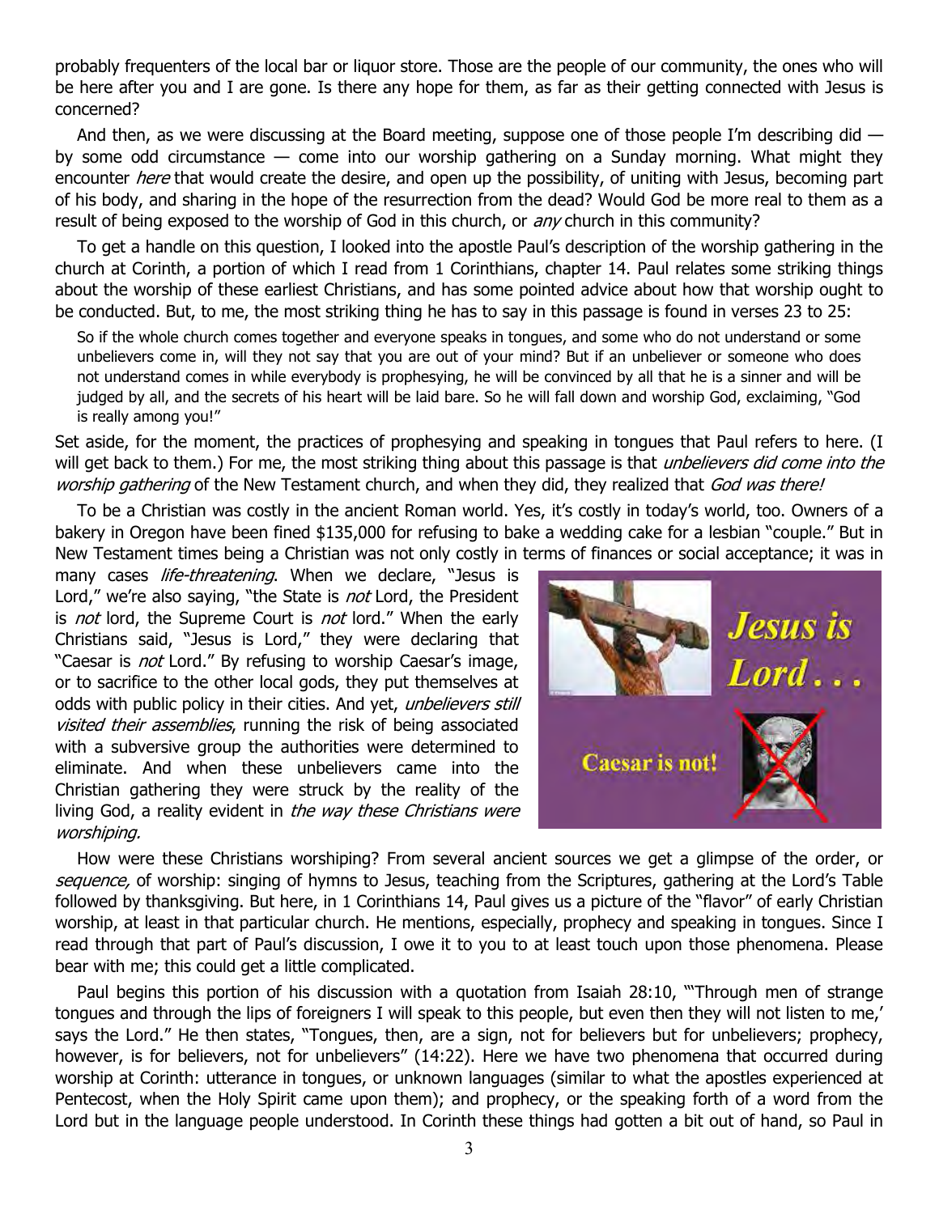probably frequenters of the local bar or liquor store. Those are the people of our community, the ones who will be here after you and I are gone. Is there any hope for them, as far as their getting connected with Jesus is concerned?

And then, as we were discussing at the Board meeting, suppose one of those people I'm describing did — by some odd circumstance — come into our worship gathering on a Sunday morning. What might they encounter *here* that would create the desire, and open up the possibility, of uniting with Jesus, becoming part of his body, and sharing in the hope of the resurrection from the dead? Would God be more real to them as a result of being exposed to the worship of God in this church, or *any* church in this community?

To get a handle on this question, I looked into the apostle Paul's description of the worship gathering in the church at Corinth, a portion of which I read from 1 Corinthians, chapter 14. Paul relates some striking things about the worship of these earliest Christians, and has some pointed advice about how that worship ought to be conducted. But, to me, the most striking thing he has to say in this passage is found in verses 23 to 25:

> So if the whole church comes together and everyone speaks in tongues, and some who do not understand or some unbelievers come in, will they not say that you are out of your mind? But if an unbeliever or someone who does not understand comes in while everybody is prophesying, he will be convinced by all that he is a sinner and will be judged by all, and the secrets of his heart will be laid bare. So he will fall down and worship God, exclaiming, "God is really among you!"

Set aside, for the moment, the practices of prophesying and speaking in tongues that Paul refers to here. (I will get back to them.) For me, the most striking thing about this passage is that *unbelievers did come into the worship gathering* of the New Testament church, and when they did, they realized that *God was there!*

To be a Christian was costly in the ancient Roman world. Yes, it's costly in today's world, too. Owners of a bakery in Oregon have been fined $135,000 for refusing to bake a wedding cake for a lesbian "couple." But in New Testament times being a Christian was not only costly in terms of finances or social acceptance; it was in many cases *life-threatening*. When we declare, "Jesus is Lord," we're also saying, "the State is *not* Lord, the President is *not* lord, the Supreme Court is *not* lord." When the early Christians said, "Jesus is Lord," they were declaring that "Caesar is *not* Lord." By refusing to worship Caesar's image, or to sacrifice to the other local gods, they put themselves at odds with public policy in their cities. And yet, *unbelievers still visited their assemblies*, running the risk of being associated with a subversive group the authorities were determined to eliminate. And when these unbelievers came into the Christian gathering they were struck by the reality of the living God, a reality evident in *the way these Christians were worshiping.*

How were these Christians worshiping? From several ancient sources we get a glimpse of the order, or *sequence,* of worship: singing of hymns to Jesus, teaching from the Scriptures, gathering at the Lord's Table followed by thanksgiving. But here, in 1 Corinthians 14, Paul gives us a picture of the "flavor" of early Christian worship, at least in that particular church. He mentions, especially, prophecy and speaking in tongues. Since I read through that part of Paul's discussion, I owe it to you to at least touch upon those phenomena. Please bear with me; this could get a little complicated.

Paul begins this portion of his discussion with a quotation from Isaiah 28:10, "'Through men of strange tongues and through the lips of foreigners I will speak to this people, but even then they will not listen to me,' says the Lord." He then states, "Tongues, then, are a sign, not for believers but for unbelievers; prophecy, however, is for believers, not for unbelievers" (14:22). Here we have two phenomena that occurred during worship at Corinth: utterance in tongues, or unknown languages (similar to what the apostles experienced at Pentecost, when the Holy Spirit came upon them); and prophecy, or the speaking forth of a word from the Lord but in the language people understood. In Corinth these things had gotten a bit out of hand, so Paul in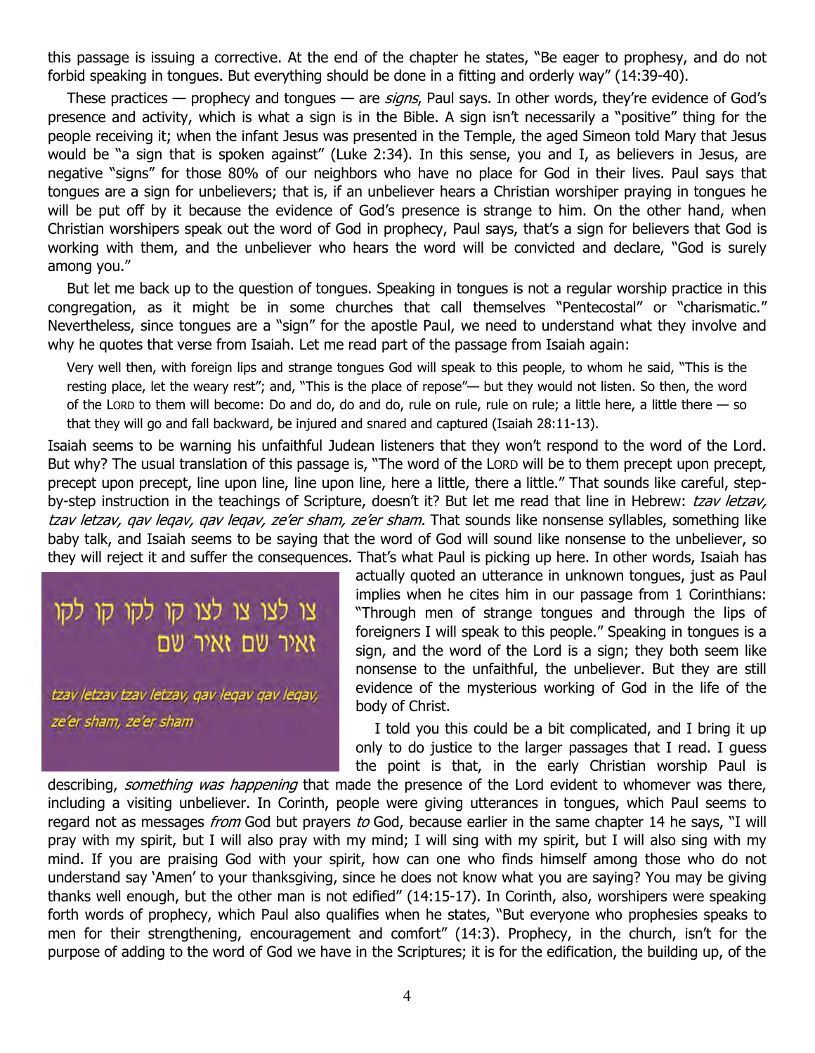this passage is issuing a corrective. At the end of the chapter he states, "Be eager to prophesy, and do not forbid speaking in tongues. But everything should be done in a fitting and orderly way" (14:39-40).

These practices — prophecy and tongues — are *signs*, Paul says. In other words, they're evidence of God's presence and activity, which is what a sign is in the Bible. A sign isn't necessarily a "positive" thing for the people receiving it; when the infant Jesus was presented in the Temple, the aged Simeon told Mary that Jesus would be "a sign that is spoken against" (Luke 2:34). In this sense, you and I, as believers in Jesus, are negative "signs" for those 80% of our neighbors who have no place for God in their lives. Paul says that tongues are a sign for unbelievers; that is, if an unbeliever hears a Christian worshiper praying in tongues he will be put off by it because the evidence of God's presence is strange to him. On the other hand, when Christian worshipers speak out the word of God in prophecy, Paul says, that's a sign for believers that God is working with them, and the unbeliever who hears the word will be convicted and declare, "God is surely among you."

But let me back up to the question of tongues. Speaking in tongues is not a regular worship practice in this congregation, as it might be in some churches that call themselves "Pentecostal" or "charismatic." Nevertheless, since tongues are a "sign" for the apostle Paul, we need to understand what they involve and why he quotes that verse from Isaiah. Let me read part of the passage from Isaiah again:

> Very well then, with foreign lips and strange tongues God will speak to this people, to whom he said, "This is the resting place, let the weary rest"; and, "This is the place of repose"— but they would not listen. So then, the word of the LORD to them will become: Do and do, do and do, rule on rule, rule on rule; a little here, a little there — so that they will go and fall backward, be injured and snared and captured (Isaiah 28:11-13).

Isaiah seems to be warning his unfaithful Judean listeners that they won't respond to the word of the Lord. But why? The usual translation of this passage is, "The word of the LORD will be to them precept upon precept, precept upon precept, line upon line, line upon line, here a little, there a little." That sounds like careful, step-by-step instruction in the teachings of Scripture, doesn't it? But let me read that line in Hebrew: *tzav letzav, tzav letzav, qav leqav, qav leqav, ze'er sham, ze'er sham.* That sounds like nonsense syllables, something like baby talk, and Isaiah seems to be saying that the word of God will sound like nonsense to the unbeliever, so they will reject it and suffer the consequences. That's what Paul is picking up here. In other words, Isaiah has actually quoted an utterance in unknown tongues, just as Paul implies when he cites him in our passage from 1 Corinthians: "Through men of strange tongues and through the lips of foreigners I will speak to this people." Speaking in tongues is a sign, and the word of the Lord is a sign; they both seem like nonsense to the unfaithful, the unbeliever. But they are still evidence of the mysterious working of God in the life of the body of Christ.

צו לצו צו לצו קו לקו קו לקו
זאיר שם זאיר שם

*tzav letzav tzav letzav, qav leqav qav leqav, ze'er sham, ze'er sham*

I told you this could be a bit complicated, and I bring it up only to do justice to the larger passages that I read. I guess the point is that, in the early Christian worship Paul is describing, *something was happening* that made the presence of the Lord evident to whomever was there, including a visiting unbeliever. In Corinth, people were giving utterances in tongues, which Paul seems to regard not as messages *from* God but prayers *to* God, because earlier in the same chapter 14 he says, "I will pray with my spirit, but I will also pray with my mind; I will sing with my spirit, but I will also sing with my mind. If you are praising God with your spirit, how can one who finds himself among those who do not understand say 'Amen' to your thanksgiving, since he does not know what you are saying? You may be giving thanks well enough, but the other man is not edified" (14:15-17). In Corinth, also, worshipers were speaking forth words of prophecy, which Paul also qualifies when he states, "But everyone who prophesies speaks to men for their strengthening, encouragement and comfort" (14:3). Prophecy, in the church, isn't for the purpose of adding to the word of God we have in the Scriptures; it is for the edification, the building up, of the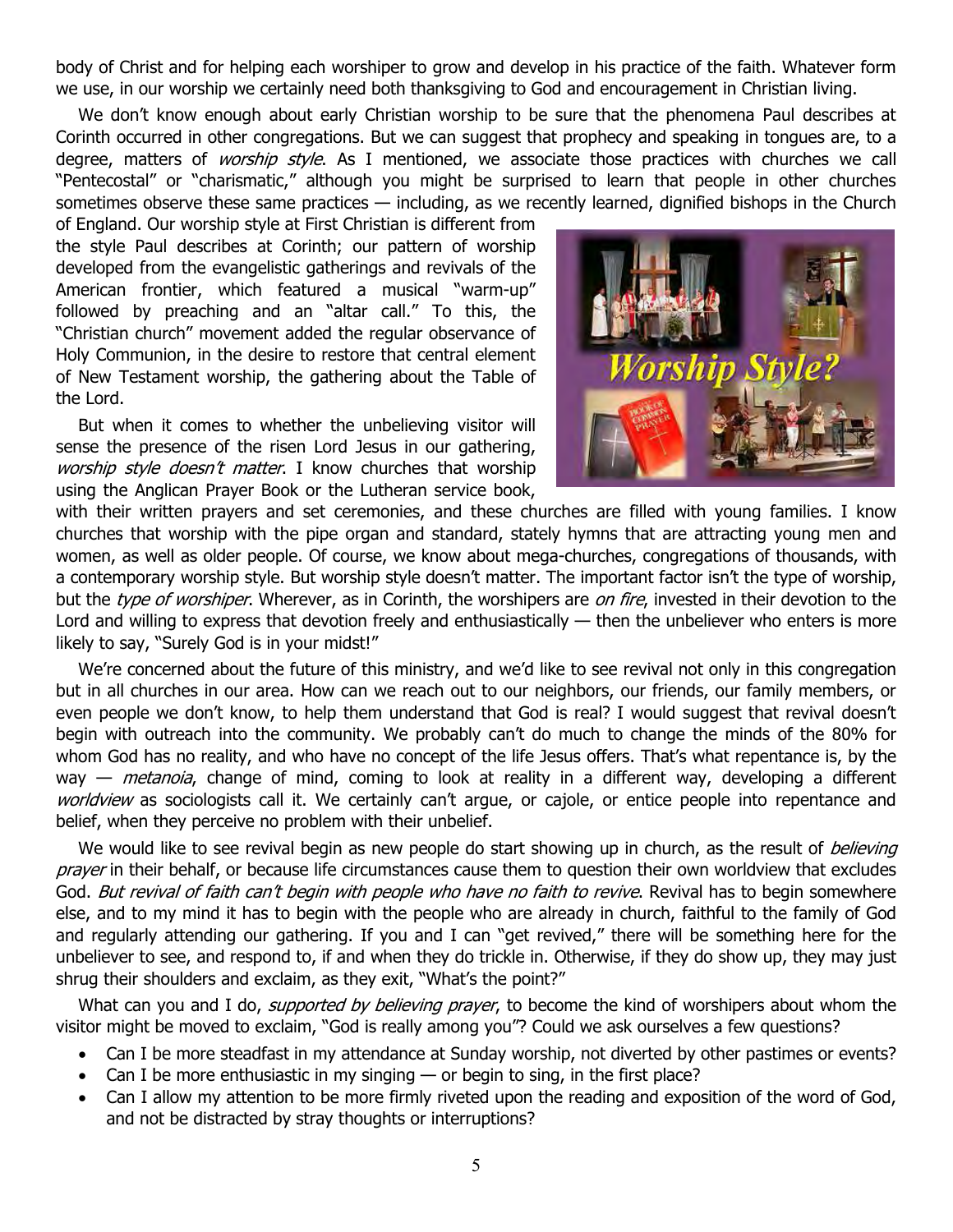body of Christ and for helping each worshiper to grow and develop in his practice of the faith. Whatever form we use, in our worship we certainly need both thanksgiving to God and encouragement in Christian living.

We don't know enough about early Christian worship to be sure that the phenomena Paul describes at Corinth occurred in other congregations. But we can suggest that prophecy and speaking in tongues are, to a degree, matters of *worship style*. As I mentioned, we associate those practices with churches we call "Pentecostal" or "charismatic," although you might be surprised to learn that people in other churches sometimes observe these same practices — including, as we recently learned, dignified bishops in the Church of England. Our worship style at First Christian is different from the style Paul describes at Corinth; our pattern of worship developed from the evangelistic gatherings and revivals of the American frontier, which featured a musical "warm-up" followed by preaching and an "altar call." To this, the "Christian church" movement added the regular observance of Holy Communion, in the desire to restore that central element of New Testament worship, the gathering about the Table of the Lord.

But when it comes to whether the unbelieving visitor will sense the presence of the risen Lord Jesus in our gathering, *worship style doesn't matter*. I know churches that worship using the Anglican Prayer Book or the Lutheran service book, with their written prayers and set ceremonies, and these churches are filled with young families. I know churches that worship with the pipe organ and standard, stately hymns that are attracting young men and women, as well as older people. Of course, we know about mega-churches, congregations of thousands, with a contemporary worship style. But worship style doesn't matter. The important factor isn't the type of worship, but the *type of worshiper*. Wherever, as in Corinth, the worshipers are *on fire*, invested in their devotion to the Lord and willing to express that devotion freely and enthusiastically — then the unbeliever who enters is more likely to say, "Surely God is in your midst!"

We're concerned about the future of this ministry, and we'd like to see revival not only in this congregation but in all churches in our area. How can we reach out to our neighbors, our friends, our family members, or even people we don't know, to help them understand that God is real? I would suggest that revival doesn't begin with outreach into the community. We probably can't do much to change the minds of the 80% for whom God has no reality, and who have no concept of the life Jesus offers. That's what repentance is, by the way — *metanoia*, change of mind, coming to look at reality in a different way, developing a different *worldview* as sociologists call it. We certainly can't argue, or cajole, or entice people into repentance and belief, when they perceive no problem with their unbelief.

We would like to see revival begin as new people do start showing up in church, as the result of *believing prayer* in their behalf, or because life circumstances cause them to question their own worldview that excludes God. *But revival of faith can't begin with people who have no faith to revive*. Revival has to begin somewhere else, and to my mind it has to begin with the people who are already in church, faithful to the family of God and regularly attending our gathering. If you and I can "get revived," there will be something here for the unbeliever to see, and respond to, if and when they do trickle in. Otherwise, if they do show up, they may just shrug their shoulders and exclaim, as they exit, "What's the point?"

What can you and I do, *supported by believing prayer*, to become the kind of worshipers about whom the visitor might be moved to exclaim, "God is really among you"? Could we ask ourselves a few questions?

- Can I be more steadfast in my attendance at Sunday worship, not diverted by other pastimes or events?
- Can I be more enthusiastic in my singing — or begin to sing, in the first place?
- Can I allow my attention to be more firmly riveted upon the reading and exposition of the word of God, and not be distracted by stray thoughts or interruptions?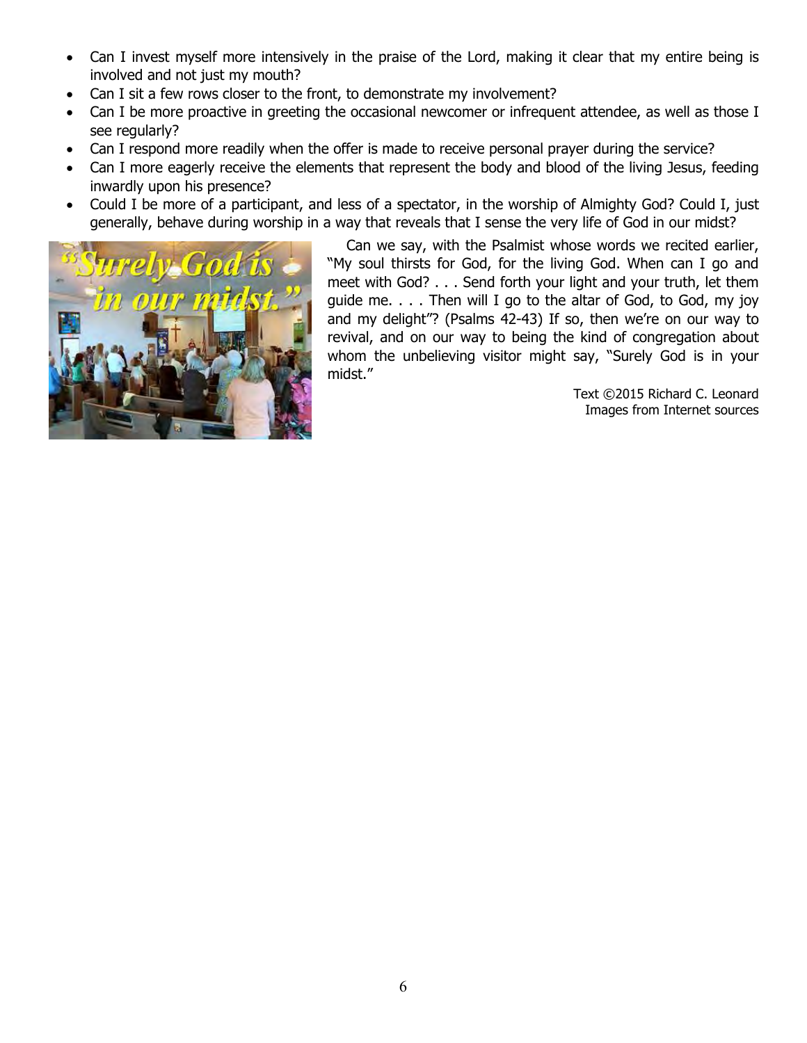- Can I invest myself more intensively in the praise of the Lord, making it clear that my entire being is involved and not just my mouth?
- Can I sit a few rows closer to the front, to demonstrate my involvement?
- Can I be more proactive in greeting the occasional newcomer or infrequent attendee, as well as those I see regularly?
- Can I respond more readily when the offer is made to receive personal prayer during the service?
- Can I more eagerly receive the elements that represent the body and blood of the living Jesus, feeding inwardly upon his presence?
- Could I be more of a participant, and less of a spectator, in the worship of Almighty God? Could I, just generally, behave during worship in a way that reveals that I sense the very life of God in our midst?

Can we say, with the Psalmist whose words we recited earlier, "My soul thirsts for God, for the living God. When can I go and meet with God? . . . Send forth your light and your truth, let them guide me. . . . Then will I go to the altar of God, to God, my joy and my delight"? (Psalms 42-43) If so, then we're on our way to revival, and on our way to being the kind of congregation about whom the unbelieving visitor might say, "Surely God is in your midst."

Text ©2015 Richard C. Leonard
Images from Internet sources